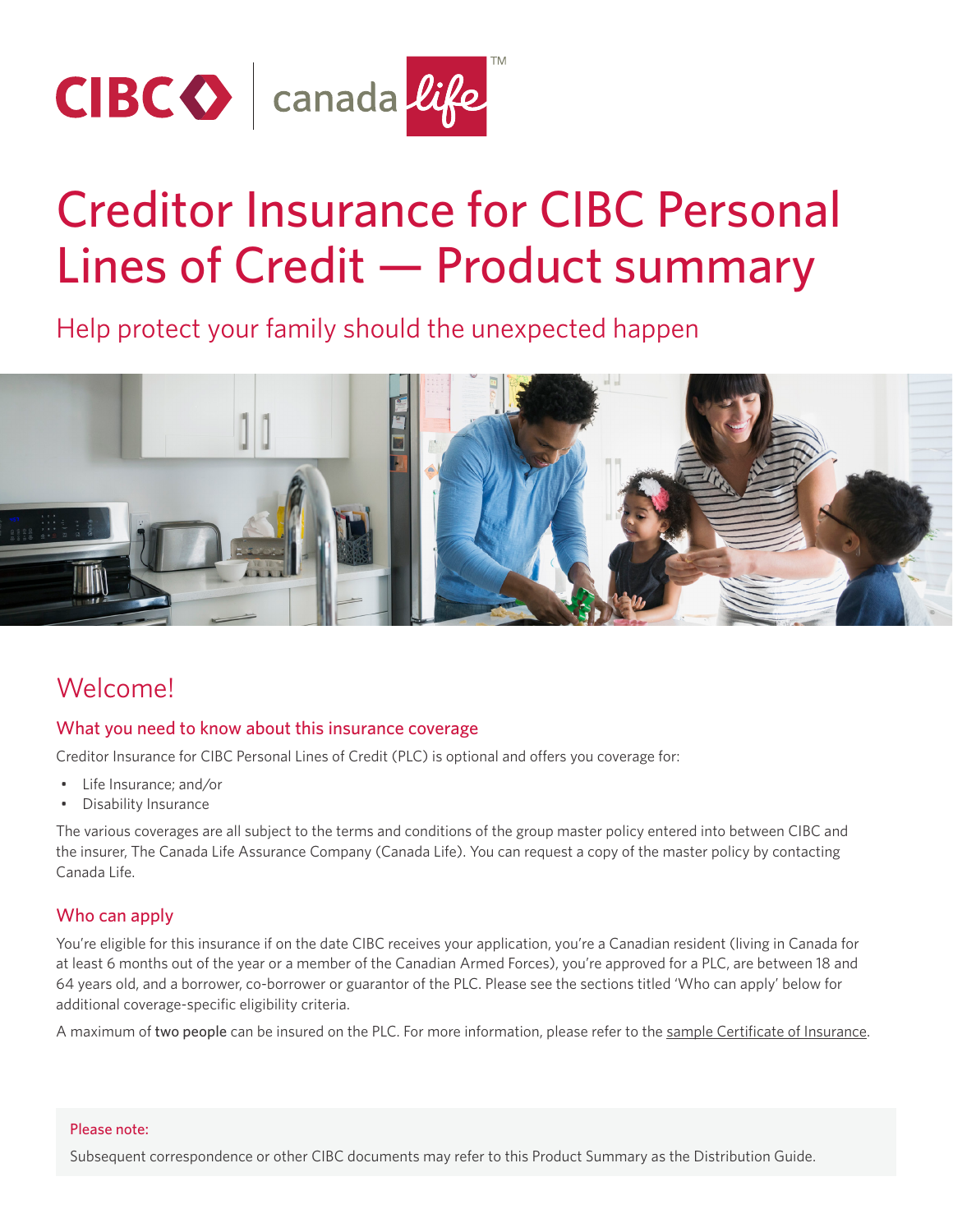# Creditor Insurance for CIBC Personal Lines of Credit — Product summary

Help protect your family should the unexpected happen

## Welcome!

### What you need to know about this insurance coverage

Creditor Insurance for CIBC Personal Lines of Credit (PLC) is optional and offers you coverage for:

- Life Insurance; and/or
- Disability Insurance

The various coverages are all subject to the terms and conditions of the group master policy entered into between CIBC and the insurer, The Canada Life Assurance Company (Canada Life). You can request a copy of the master policy by contacting Canada Life.

### Who can apply

You're eligible for this insurance if on the date CIBC receives your application, you're a Canadian resident (living in Canada for at least 6 months out of the year or a member of the Canadian Armed Forces), you're approved for a PLC, are between 18 and 64 years old, and a borrower, co-borrower or guarantor of the PLC. Please see the sections titled 'Who can apply' below for additional coverage-specific eligibility criteria.

A maximum of **two people** can be insured on the PLC. For more information, please refer to the sample Certificate of Insurance.

**Please note:**

Subsequent correspondence or other CIBC documents may refer to this Product Summary as the Distribution Guide.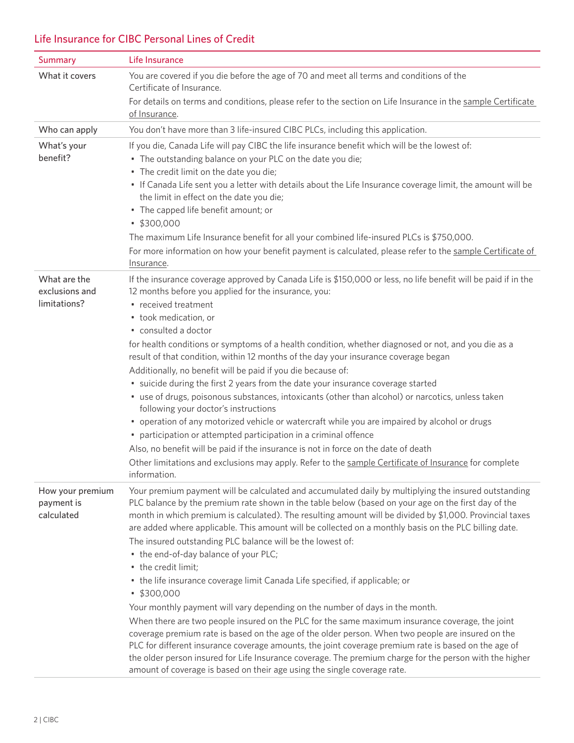## Life Insurance for CIBC Personal Lines of Credit

| Summary | Life Insurance |
| --- | --- |
| What it covers | You are covered if you die before the age of 70 and meet all terms and conditions of the Certificate of Insurance.<br>For details on terms and conditions, please refer to the section on Life Insurance in the sample Certificate of Insurance. |
| Who can apply | You don't have more than 3 life-insured CIBC PLCs, including this application. |
| What's your benefit? | If you die, Canada Life will pay CIBC the life insurance benefit which will be the lowest of:<br>• The outstanding balance on your PLC on the date you die;<br>• The credit limit on the date you die;<br>• If Canada Life sent you a letter with details about the Life Insurance coverage limit, the amount will be the limit in effect on the date you die;<br>• The capped life benefit amount; or<br>• $300,000<br>The maximum Life Insurance benefit for all your combined life-insured PLCs is $750,000.<br>For more information on how your benefit payment is calculated, please refer to the sample Certificate of Insurance. |
| What are the exclusions and limitations? | If the insurance coverage approved by Canada Life is $150,000 or less, no life benefit will be paid if in the 12 months before you applied for the insurance, you:<br>• received treatment<br>• took medication, or<br>• consulted a doctor<br>for health conditions or symptoms of a health condition, whether diagnosed or not, and you die as a result of that condition, within 12 months of the day your insurance coverage began<br>Additionally, no benefit will be paid if you die because of:<br>• suicide during the first 2 years from the date your insurance coverage started<br>• use of drugs, poisonous substances, intoxicants (other than alcohol) or narcotics, unless taken following your doctor's instructions<br>• operation of any motorized vehicle or watercraft while you are impaired by alcohol or drugs<br>• participation or attempted participation in a criminal offence<br>Also, no benefit will be paid if the insurance is not in force on the date of death<br>Other limitations and exclusions may apply. Refer to the sample Certificate of Insurance for complete information. |
| How your premium payment is calculated | Your premium payment will be calculated and accumulated daily by multiplying the insured outstanding PLC balance by the premium rate shown in the table below (based on your age on the first day of the month in which premium is calculated). The resulting amount will be divided by $1,000. Provincial taxes are added where applicable. This amount will be collected on a monthly basis on the PLC billing date.<br>The insured outstanding PLC balance will be the lowest of:<br>• the end-of-day balance of your PLC;<br>• the credit limit;<br>• the life insurance coverage limit Canada Life specified, if applicable; or<br>• $300,000<br>Your monthly payment will vary depending on the number of days in the month.<br>When there are two people insured on the PLC for the same maximum insurance coverage, the joint coverage premium rate is based on the age of the older person. When two people are insured on the PLC for different insurance coverage amounts, the joint coverage premium rate is based on the age of the older person insured for Life Insurance coverage. The premium charge for the person with the higher amount of coverage is based on their age using the single coverage rate. |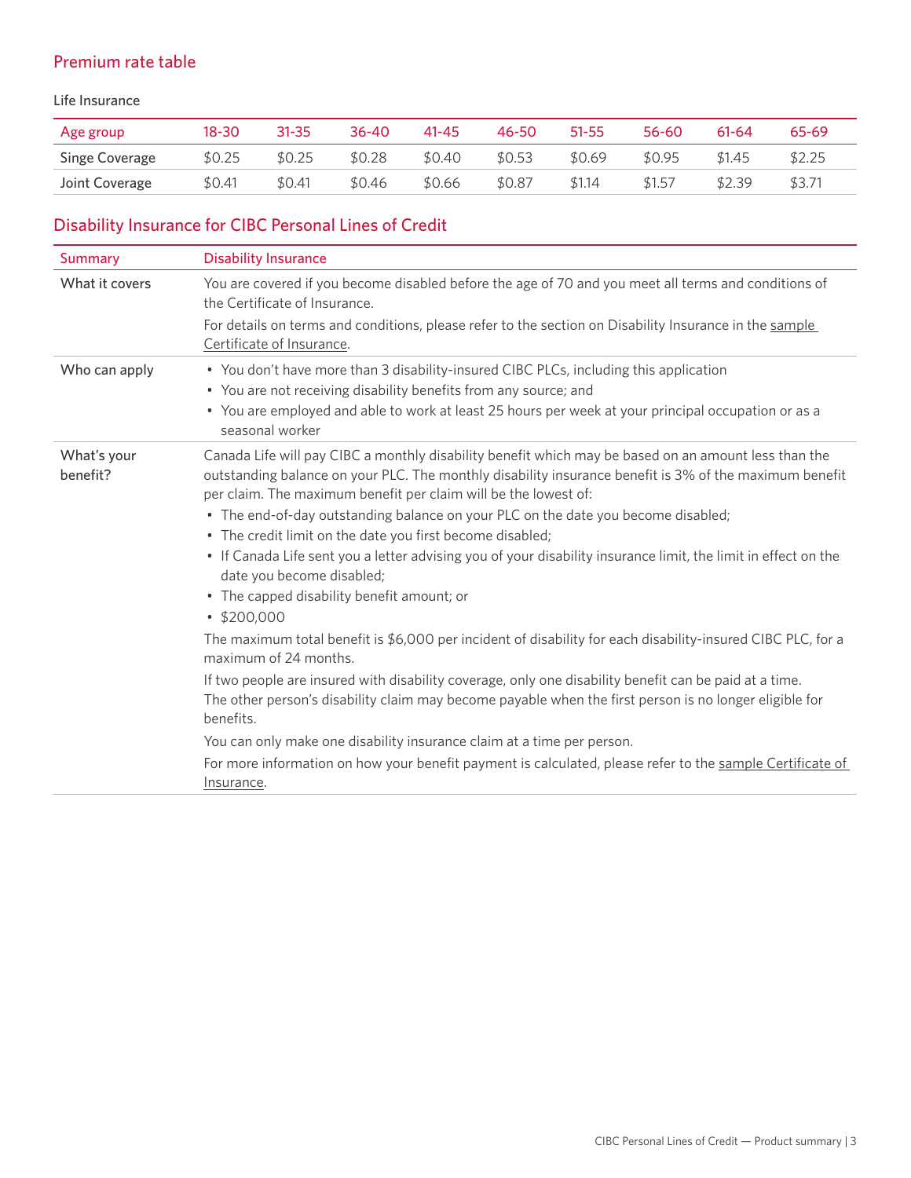## Premium rate table

Life Insurance

| Age group | 18-30 | 31-35 | 36-40 | 41-45 | 46-50 | 51-55 | 56-60 | 61-64 | 65-69 |
|---|---|---|---|---|---|---|---|---|---|
| Singe Coverage | $0.25 | $0.25 | $0.28 | $0.40 | $0.53 | $0.69 | $0.95 | $1.45 | $2.25 |
| Joint Coverage | $0.41 | $0.41 | $0.46 | $0.66 | $0.87 | $1.14 | $1.57 | $2.39 | $3.71 |

## Disability Insurance for CIBC Personal Lines of Credit

| Summary | Disability Insurance |
|---|---|
| What it covers | You are covered if you become disabled before the age of 70 and you meet all terms and conditions of the Certificate of Insurance.<br>For details on terms and conditions, please refer to the section on Disability Insurance in the sample Certificate of Insurance. |
| Who can apply | • You don't have more than 3 disability-insured CIBC PLCs, including this application<br>• You are not receiving disability benefits from any source; and<br>• You are employed and able to work at least 25 hours per week at your principal occupation or as a seasonal worker |
| What's your benefit? | Canada Life will pay CIBC a monthly disability benefit which may be based on an amount less than the outstanding balance on your PLC. The monthly disability insurance benefit is 3% of the maximum benefit per claim. The maximum benefit per claim will be the lowest of:<br>• The end-of-day outstanding balance on your PLC on the date you become disabled;<br>• The credit limit on the date you first become disabled;<br>• If Canada Life sent you a letter advising you of your disability insurance limit, the limit in effect on the date you become disabled;<br>• The capped disability benefit amount; or<br>• $200,000<br>The maximum total benefit is $6,000 per incident of disability for each disability-insured CIBC PLC, for a maximum of 24 months.<br>If two people are insured with disability coverage, only one disability benefit can be paid at a time. The other person's disability claim may become payable when the first person is no longer eligible for benefits.<br>You can only make one disability insurance claim at a time per person.<br>For more information on how your benefit payment is calculated, please refer to the sample Certificate of Insurance. |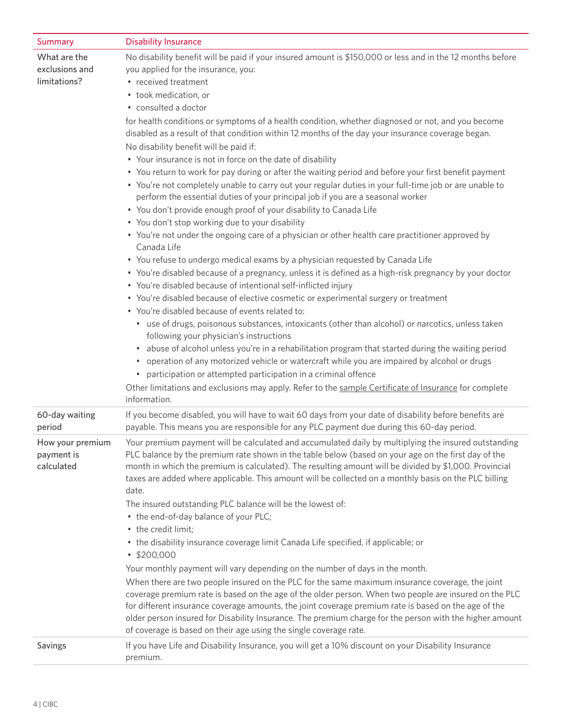| Summary | Disability Insurance |
| --- | --- |
| What are the exclusions and limitations? | No disability benefit will be paid if your insured amount is $150,000 or less and in the 12 months before you applied for the insurance, you:<br>• received treatment<br>• took medication, or<br>• consulted a doctor<br>for health conditions or symptoms of a health condition, whether diagnosed or not, and you become disabled as a result of that condition within 12 months of the day your insurance coverage began.<br>No disability benefit will be paid if:<br>• Your insurance is not in force on the date of disability<br>• You return to work for pay during or after the waiting period and before your first benefit payment<br>• You're not completely unable to carry out your regular duties in your full-time job or are unable to perform the essential duties of your principal job if you are a seasonal worker<br>• You don't provide enough proof of your disability to Canada Life<br>• You don't stop working due to your disability<br>• You're not under the ongoing care of a physician or other health care practitioner approved by Canada Life<br>• You refuse to undergo medical exams by a physician requested by Canada Life<br>• You're disabled because of a pregnancy, unless it is defined as a high-risk pregnancy by your doctor<br>• You're disabled because of intentional self-inflicted injury<br>• You're disabled because of elective cosmetic or experimental surgery or treatment<br>• You're disabled because of events related to:<br>  ◦ use of drugs, poisonous substances, intoxicants (other than alcohol) or narcotics, unless taken following your physician's instructions<br>  ◦ abuse of alcohol unless you're in a rehabilitation program that started during the waiting period<br>  ◦ operation of any motorized vehicle or watercraft while you are impaired by alcohol or drugs<br>  ◦ participation or attempted participation in a criminal offence<br>Other limitations and exclusions may apply. Refer to the sample Certificate of Insurance for complete information. |
| 60-day waiting period | If you become disabled, you will have to wait 60 days from your date of disability before benefits are payable. This means you are responsible for any PLC payment due during this 60-day period. |
| How your premium payment is calculated | Your premium payment will be calculated and accumulated daily by multiplying the insured outstanding PLC balance by the premium rate shown in the table below (based on your age on the first day of the month in which the premium is calculated). The resulting amount will be divided by $1,000. Provincial taxes are added where applicable. This amount will be collected on a monthly basis on the PLC billing date.<br>The insured outstanding PLC balance will be the lowest of:<br>• the end-of-day balance of your PLC;<br>• the credit limit;<br>• the disability insurance coverage limit Canada Life specified, if applicable; or<br>• $200,000<br>Your monthly payment will vary depending on the number of days in the month.<br>When there are two people insured on the PLC for the same maximum insurance coverage, the joint coverage premium rate is based on the age of the older person. When two people are insured on the PLC for different insurance coverage amounts, the joint coverage premium rate is based on the age of the older person insured for Disability Insurance. The premium charge for the person with the higher amount of coverage is based on their age using the single coverage rate. |
| Savings | If you have Life and Disability Insurance, you will get a 10% discount on your Disability Insurance premium. |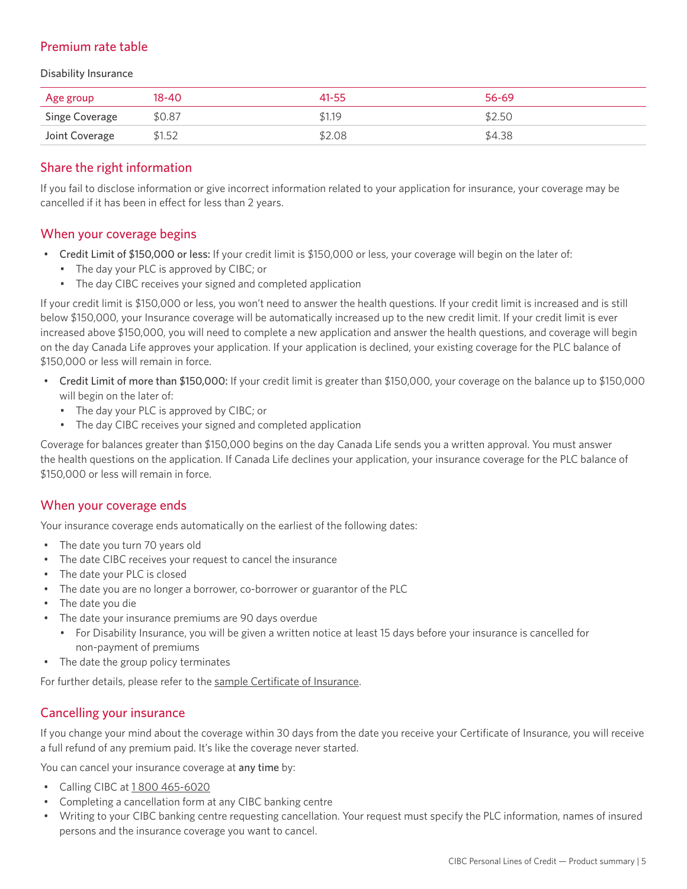## Premium rate table

Disability Insurance

| Age group | 18-40 | 41-55 | 56-69 |
|---|---|---|---|
| Singe Coverage | $0.87 | $1.19 | $2.50 |
| Joint Coverage | $1.52 | $2.08 | $4.38 |

## Share the right information

If you fail to disclose information or give incorrect information related to your application for insurance, your coverage may be cancelled if it has been in effect for less than 2 years.

## When your coverage begins

- **Credit Limit of $150,000 or less:** If your credit limit is $150,000 or less, your coverage will begin on the later of:
  - The day your PLC is approved by CIBC; or
  - The day CIBC receives your signed and completed application

If your credit limit is $150,000 or less, you won't need to answer the health questions. If your credit limit is increased and is still below $150,000, your Insurance coverage will be automatically increased up to the new credit limit. If your credit limit is ever increased above $150,000, you will need to complete a new application and answer the health questions, and coverage will begin on the day Canada Life approves your application. If your application is declined, your existing coverage for the PLC balance of $150,000 or less will remain in force.

- **Credit Limit of more than $150,000:** If your credit limit is greater than $150,000, your coverage on the balance up to $150,000 will begin on the later of:
  - The day your PLC is approved by CIBC; or
  - The day CIBC receives your signed and completed application

Coverage for balances greater than $150,000 begins on the day Canada Life sends you a written approval. You must answer the health questions on the application. If Canada Life declines your application, your insurance coverage for the PLC balance of $150,000 or less will remain in force.

## When your coverage ends

Your insurance coverage ends automatically on the earliest of the following dates:

- The date you turn 70 years old
- The date CIBC receives your request to cancel the insurance
- The date your PLC is closed
- The date you are no longer a borrower, co-borrower or guarantor of the PLC
- The date you die
- The date your insurance premiums are 90 days overdue
  - For Disability Insurance, you will be given a written notice at least 15 days before your insurance is cancelled for non-payment of premiums
- The date the group policy terminates

For further details, please refer to the sample Certificate of Insurance.

## Cancelling your insurance

If you change your mind about the coverage within 30 days from the date you receive your Certificate of Insurance, you will receive a full refund of any premium paid. It's like the coverage never started.

You can cancel your insurance coverage at **any time** by:

- Calling CIBC at 1 800 465-6020
- Completing a cancellation form at any CIBC banking centre
- Writing to your CIBC banking centre requesting cancellation. Your request must specify the PLC information, names of insured persons and the insurance coverage you want to cancel.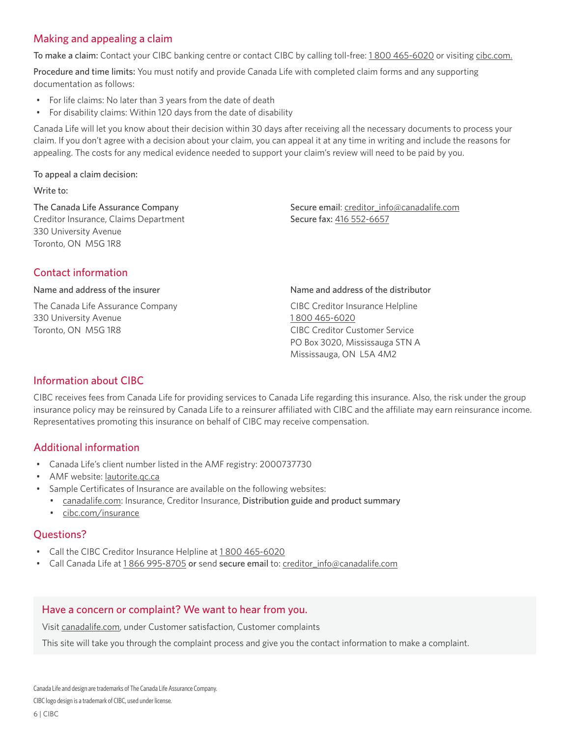## Making and appealing a claim

**To make a claim:** Contact your CIBC banking centre or contact CIBC by calling toll-free: 1 800 465-6020 or visiting cibc.com.

**Procedure and time limits:** You must notify and provide Canada Life with completed claim forms and any supporting documentation as follows:

- For life claims: No later than 3 years from the date of death
- For disability claims: Within 120 days from the date of disability

Canada Life will let you know about their decision within 30 days after receiving all the necessary documents to process your claim. If you don't agree with a decision about your claim, you can appeal it at any time in writing and include the reasons for appealing. The costs for any medical evidence needed to support your claim's review will need to be paid by you.

To appeal a claim decision:

Write to:

The Canada Life Assurance Company
Creditor Insurance, Claims Department
330 University Avenue
Toronto, ON M5G 1R8

Secure email: creditor_info@canadalife.com
Secure fax: 416 552-6657

## Contact information

**Name and address of the insurer**

The Canada Life Assurance Company
330 University Avenue
Toronto, ON M5G 1R8

**Name and address of the distributor**

CIBC Creditor Insurance Helpline
1 800 465-6020
CIBC Creditor Customer Service
PO Box 3020, Mississauga STN A
Mississauga, ON L5A 4M2

## Information about CIBC

CIBC receives fees from Canada Life for providing services to Canada Life regarding this insurance. Also, the risk under the group insurance policy may be reinsured by Canada Life to a reinsurer affiliated with CIBC and the affiliate may earn reinsurance income. Representatives promoting this insurance on behalf of CIBC may receive compensation.

## Additional information

- Canada Life's client number listed in the AMF registry: 2000737730
- AMF website: lautorite.qc.ca
- Sample Certificates of Insurance are available on the following websites:
  - canadalife.com: Insurance, Creditor Insurance, **Distribution guide and product summary**
  - cibc.com/insurance

## Questions?

- Call the CIBC Creditor Insurance Helpline at 1 800 465-6020
- Call Canada Life at 1 866 995-8705 **or** send **secure email** to: creditor_info@canadalife.com

## Have a concern or complaint? We want to hear from you.

Visit canadalife.com, under Customer satisfaction, Customer complaints

This site will take you through the complaint process and give you the contact information to make a complaint.

Canada Life and design are trademarks of The Canada Life Assurance Company.

CIBC logo design is a trademark of CIBC, used under license.